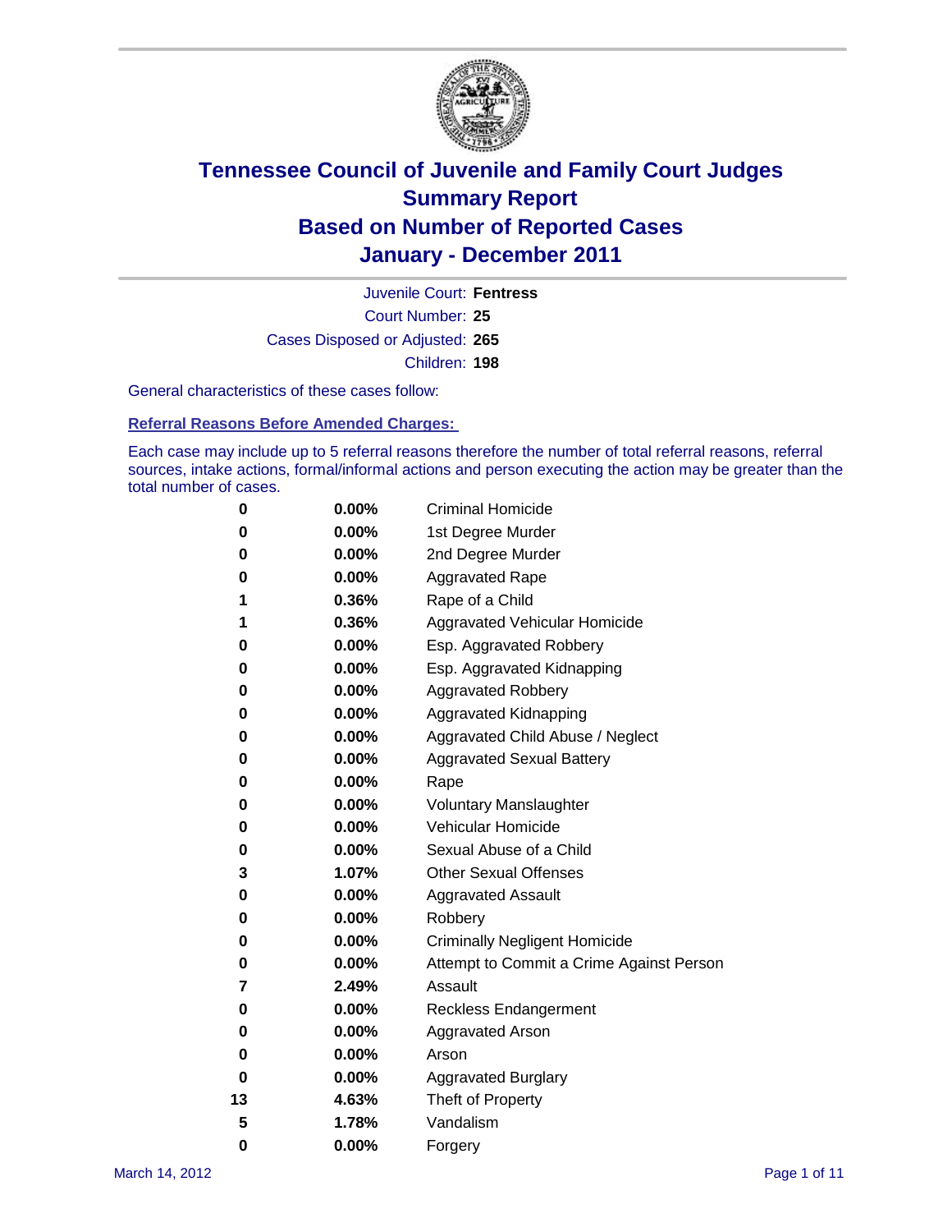# Tennessee Council of Juvenile and Family Court Judges
# Summary Report
# Based on Number of Reported Cases
# January - December 2011

Juvenile Court: **Fentress**

Court Number: **25**

Cases Disposed or Adjusted: **265**

Children: **198**

General characteristics of these cases follow:

## Referral Reasons Before Amended Charges:

Each case may include up to 5 referral reasons therefore the number of total referral reasons, referral sources, intake actions, formal/informal actions and person executing the action may be greater than the total number of cases.

| | | |
|---|---|---|
| 0 | 0.00% | Criminal Homicide |
| 0 | 0.00% | 1st Degree Murder |
| 0 | 0.00% | 2nd Degree Murder |
| 0 | 0.00% | Aggravated Rape |
| 1 | 0.36% | Rape of a Child |
| 1 | 0.36% | Aggravated Vehicular Homicide |
| 0 | 0.00% | Esp. Aggravated Robbery |
| 0 | 0.00% | Esp. Aggravated Kidnapping |
| 0 | 0.00% | Aggravated Robbery |
| 0 | 0.00% | Aggravated Kidnapping |
| 0 | 0.00% | Aggravated Child Abuse / Neglect |
| 0 | 0.00% | Aggravated Sexual Battery |
| 0 | 0.00% | Rape |
| 0 | 0.00% | Voluntary Manslaughter |
| 0 | 0.00% | Vehicular Homicide |
| 0 | 0.00% | Sexual Abuse of a Child |
| 3 | 1.07% | Other Sexual Offenses |
| 0 | 0.00% | Aggravated Assault |
| 0 | 0.00% | Robbery |
| 0 | 0.00% | Criminally Negligent Homicide |
| 0 | 0.00% | Attempt to Commit a Crime Against Person |
| 7 | 2.49% | Assault |
| 0 | 0.00% | Reckless Endangerment |
| 0 | 0.00% | Aggravated Arson |
| 0 | 0.00% | Arson |
| 0 | 0.00% | Aggravated Burglary |
| 13 | 4.63% | Theft of Property |
| 5 | 1.78% | Vandalism |
| 0 | 0.00% | Forgery |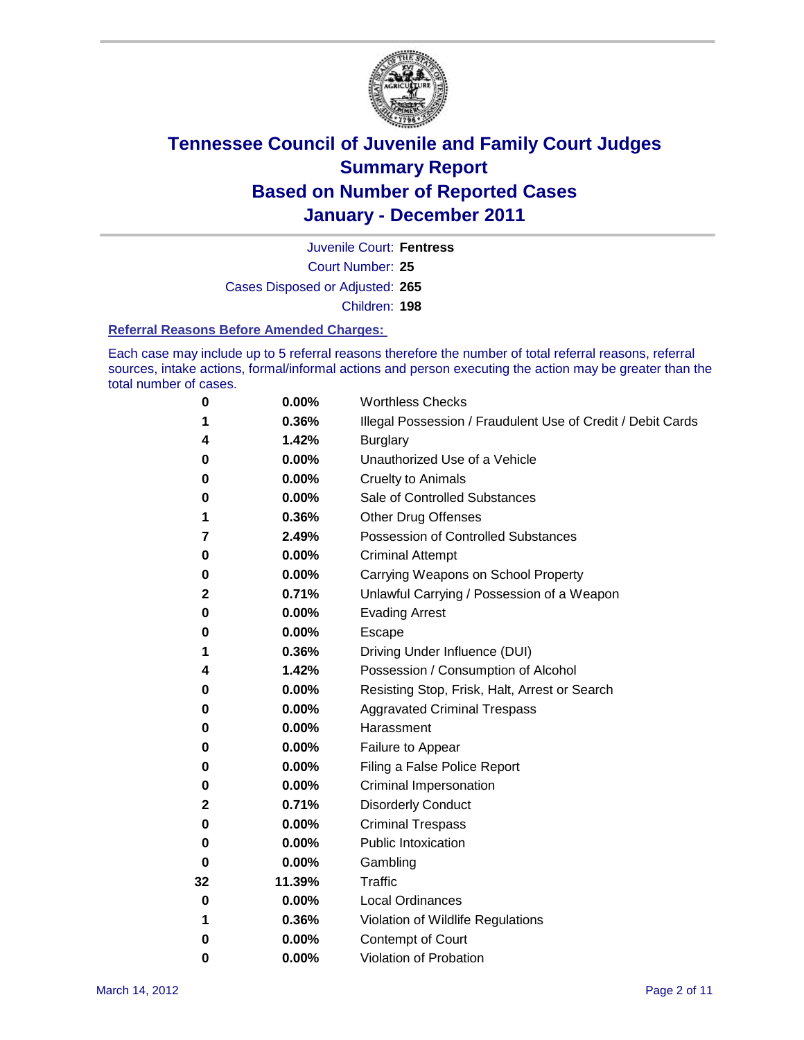# Tennessee Council of Juvenile and Family Court Judges
## Summary Report
## Based on Number of Reported Cases
## January - December 2011

Juvenile Court: **Fentress**
Court Number: **25**
Cases Disposed or Adjusted: **265**
Children: **198**

### Referral Reasons Before Amended Charges:

Each case may include up to 5 referral reasons therefore the number of total referral reasons, referral sources, intake actions, formal/informal actions and person executing the action may be greater than the total number of cases.

| Count | Percent | Referral Reason |
|---|---|---|
| 0 | 0.00% | Worthless Checks |
| 1 | 0.36% | Illegal Possession / Fraudulent Use of Credit / Debit Cards |
| 4 | 1.42% | Burglary |
| 0 | 0.00% | Unauthorized Use of a Vehicle |
| 0 | 0.00% | Cruelty to Animals |
| 0 | 0.00% | Sale of Controlled Substances |
| 1 | 0.36% | Other Drug Offenses |
| 7 | 2.49% | Possession of Controlled Substances |
| 0 | 0.00% | Criminal Attempt |
| 0 | 0.00% | Carrying Weapons on School Property |
| 2 | 0.71% | Unlawful Carrying / Possession of a Weapon |
| 0 | 0.00% | Evading Arrest |
| 0 | 0.00% | Escape |
| 1 | 0.36% | Driving Under Influence (DUI) |
| 4 | 1.42% | Possession / Consumption of Alcohol |
| 0 | 0.00% | Resisting Stop, Frisk, Halt, Arrest or Search |
| 0 | 0.00% | Aggravated Criminal Trespass |
| 0 | 0.00% | Harassment |
| 0 | 0.00% | Failure to Appear |
| 0 | 0.00% | Filing a False Police Report |
| 0 | 0.00% | Criminal Impersonation |
| 2 | 0.71% | Disorderly Conduct |
| 0 | 0.00% | Criminal Trespass |
| 0 | 0.00% | Public Intoxication |
| 0 | 0.00% | Gambling |
| 32 | 11.39% | Traffic |
| 0 | 0.00% | Local Ordinances |
| 1 | 0.36% | Violation of Wildlife Regulations |
| 0 | 0.00% | Contempt of Court |
| 0 | 0.00% | Violation of Probation |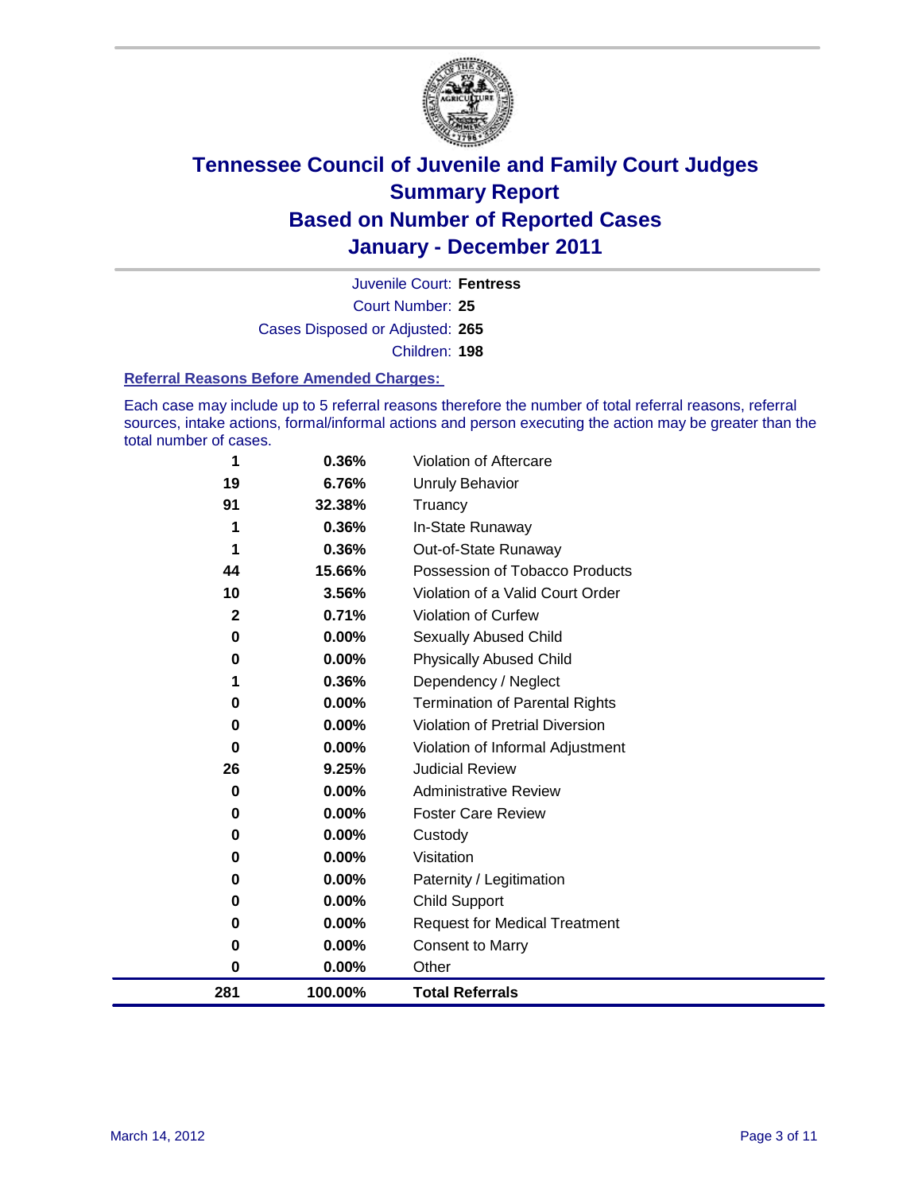# Tennessee Council of Juvenile and Family Court Judges
## Summary Report
## Based on Number of Reported Cases
## January - December 2011

Juvenile Court: **Fentress**

Court Number: **25**

Cases Disposed or Adjusted: **265**

Children: **198**

### Referral Reasons Before Amended Charges:

Each case may include up to 5 referral reasons therefore the number of total referral reasons, referral sources, intake actions, formal/informal actions and person executing the action may be greater than the total number of cases.

| Count | Percent | Referral Reason |
|---|---|---|
| 1 | 0.36% | Violation of Aftercare |
| 19 | 6.76% | Unruly Behavior |
| 91 | 32.38% | Truancy |
| 1 | 0.36% | In-State Runaway |
| 1 | 0.36% | Out-of-State Runaway |
| 44 | 15.66% | Possession of Tobacco Products |
| 10 | 3.56% | Violation of a Valid Court Order |
| 2 | 0.71% | Violation of Curfew |
| 0 | 0.00% | Sexually Abused Child |
| 0 | 0.00% | Physically Abused Child |
| 1 | 0.36% | Dependency / Neglect |
| 0 | 0.00% | Termination of Parental Rights |
| 0 | 0.00% | Violation of Pretrial Diversion |
| 0 | 0.00% | Violation of Informal Adjustment |
| 26 | 9.25% | Judicial Review |
| 0 | 0.00% | Administrative Review |
| 0 | 0.00% | Foster Care Review |
| 0 | 0.00% | Custody |
| 0 | 0.00% | Visitation |
| 0 | 0.00% | Paternity / Legitimation |
| 0 | 0.00% | Child Support |
| 0 | 0.00% | Request for Medical Treatment |
| 0 | 0.00% | Consent to Marry |
| 0 | 0.00% | Other |
| **281** | **100.00%** | **Total Referrals** |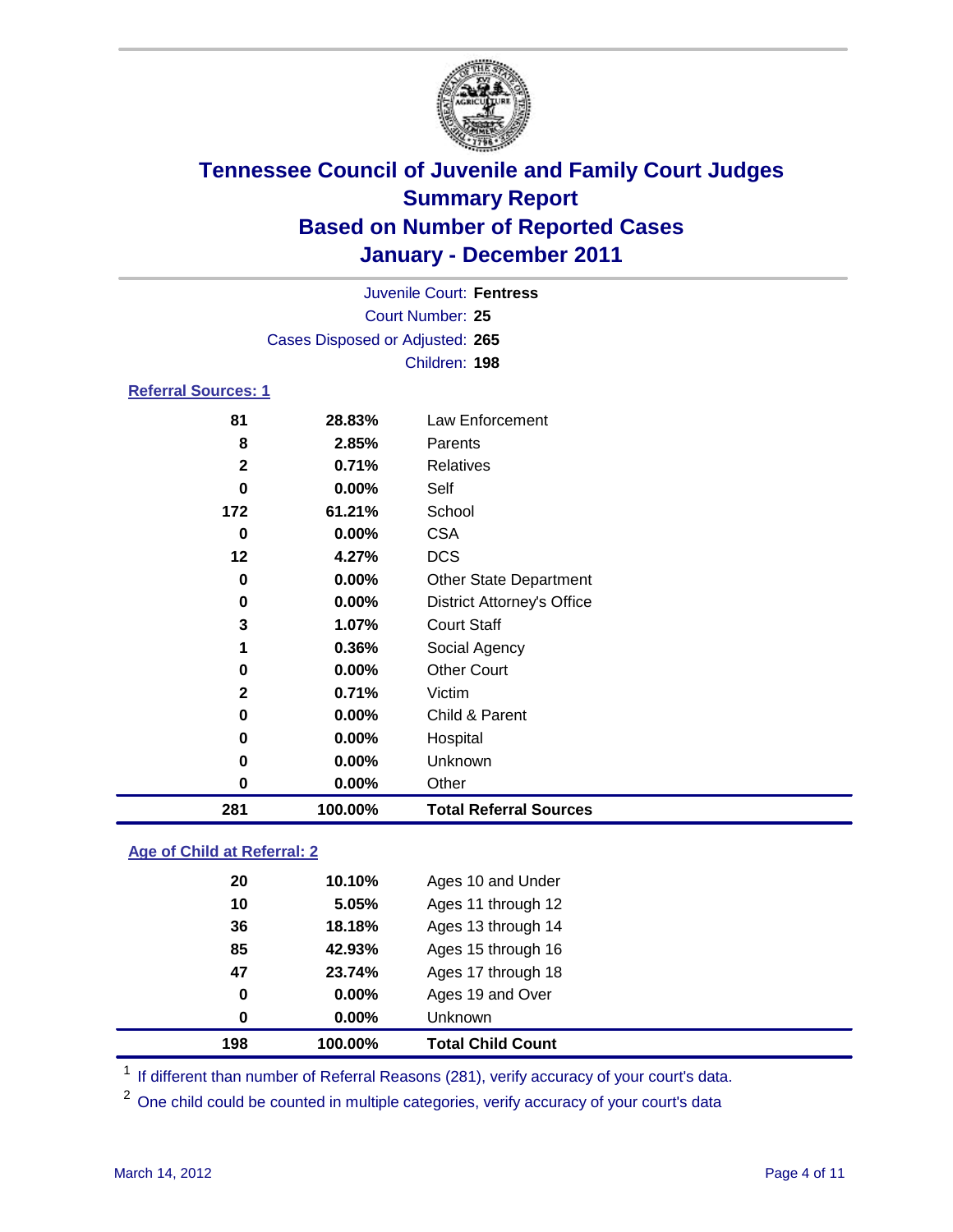# Tennessee Council of Juvenile and Family Court Judges
## Summary Report
## Based on Number of Reported Cases
## January - December 2011

Juvenile Court: **Fentress**
Court Number: **25**
Cases Disposed or Adjusted: **265**
Children: **198**

### Referral Sources: 1

| Count | Percent | Source |
|---|---|---|
| 81 | 28.83% | Law Enforcement |
| 8 | 2.85% | Parents |
| 2 | 0.71% | Relatives |
| 0 | 0.00% | Self |
| 172 | 61.21% | School |
| 0 | 0.00% | CSA |
| 12 | 4.27% | DCS |
| 0 | 0.00% | Other State Department |
| 0 | 0.00% | District Attorney's Office |
| 3 | 1.07% | Court Staff |
| 1 | 0.36% | Social Agency |
| 0 | 0.00% | Other Court |
| 2 | 0.71% | Victim |
| 0 | 0.00% | Child & Parent |
| 0 | 0.00% | Hospital |
| 0 | 0.00% | Unknown |
| 0 | 0.00% | Other |
| **281** | **100.00%** | **Total Referral Sources** |

### Age of Child at Referral: 2

| Count | Percent | Age |
|---|---|---|
| 20 | 10.10% | Ages 10 and Under |
| 10 | 5.05% | Ages 11 through 12 |
| 36 | 18.18% | Ages 13 through 14 |
| 85 | 42.93% | Ages 15 through 16 |
| 47 | 23.74% | Ages 17 through 18 |
| 0 | 0.00% | Ages 19 and Over |
| 0 | 0.00% | Unknown |
| **198** | **100.00%** | **Total Child Count** |

[1] If different than number of Referral Reasons (281), verify accuracy of your court's data.

[2] One child could be counted in multiple categories, verify accuracy of your court's data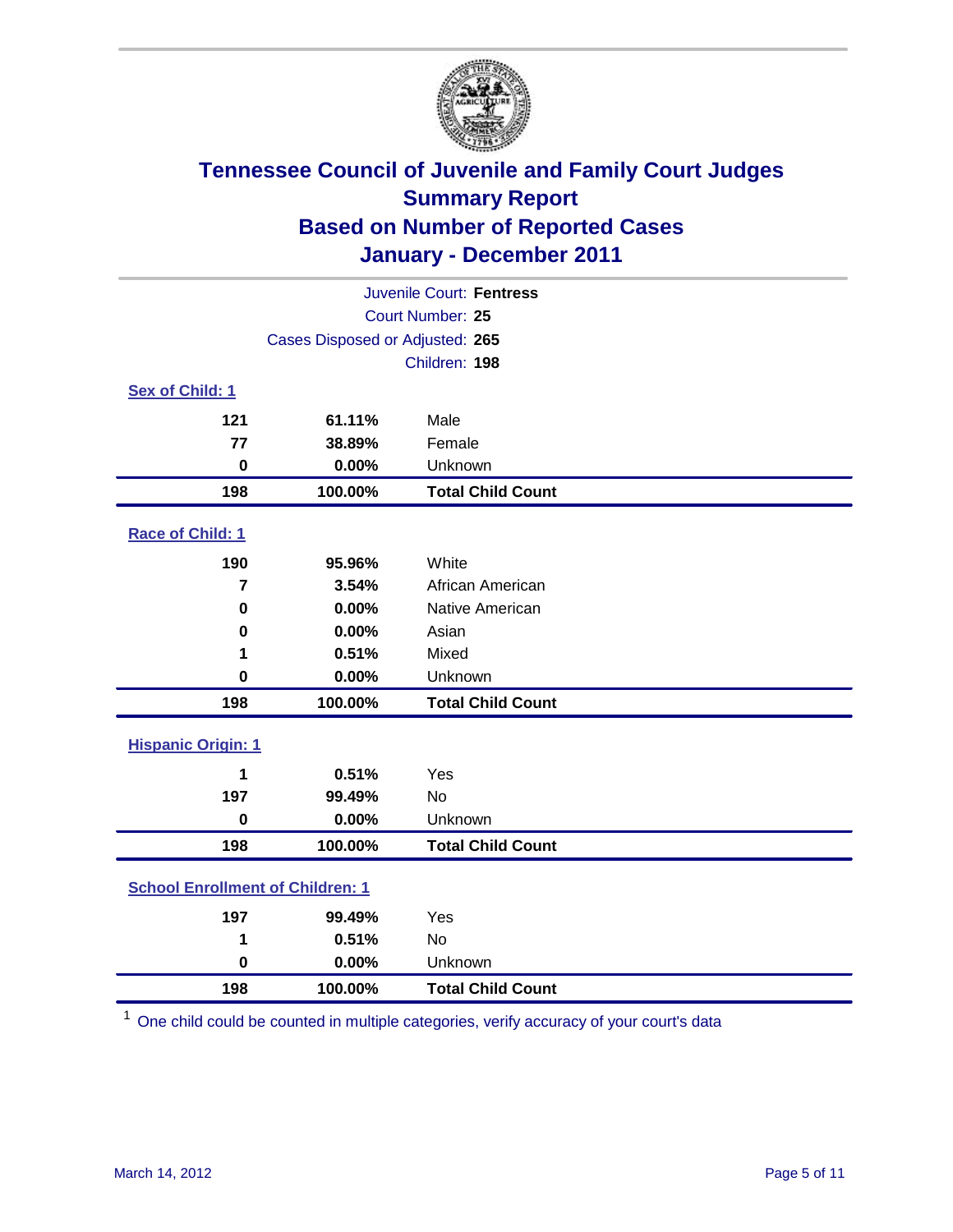# Tennessee Council of Juvenile and Family Court Judges
## Summary Report
## Based on Number of Reported Cases
## January - December 2011

Juvenile Court: **Fentress**
Court Number: **25**
Cases Disposed or Adjusted: **265**
Children: **198**

### Sex of Child: 1

| Count | Percent | Category |
|---|---|---|
| 121 | 61.11% | Male |
| 77 | 38.89% | Female |
| 0 | 0.00% | Unknown |
| **198** | **100.00%** | **Total Child Count** |

### Race of Child: 1

| Count | Percent | Category |
|---|---|---|
| 190 | 95.96% | White |
| 7 | 3.54% | African American |
| 0 | 0.00% | Native American |
| 0 | 0.00% | Asian |
| 1 | 0.51% | Mixed |
| 0 | 0.00% | Unknown |
| **198** | **100.00%** | **Total Child Count** |

### Hispanic Origin: 1

| Count | Percent | Category |
|---|---|---|
| 1 | 0.51% | Yes |
| 197 | 99.49% | No |
| 0 | 0.00% | Unknown |
| **198** | **100.00%** | **Total Child Count** |

### School Enrollment of Children: 1

| Count | Percent | Category |
|---|---|---|
| 197 | 99.49% | Yes |
| 1 | 0.51% | No |
| 0 | 0.00% | Unknown |
| **198** | **100.00%** | **Total Child Count** |

[1] One child could be counted in multiple categories, verify accuracy of your court's data

March 14, 2012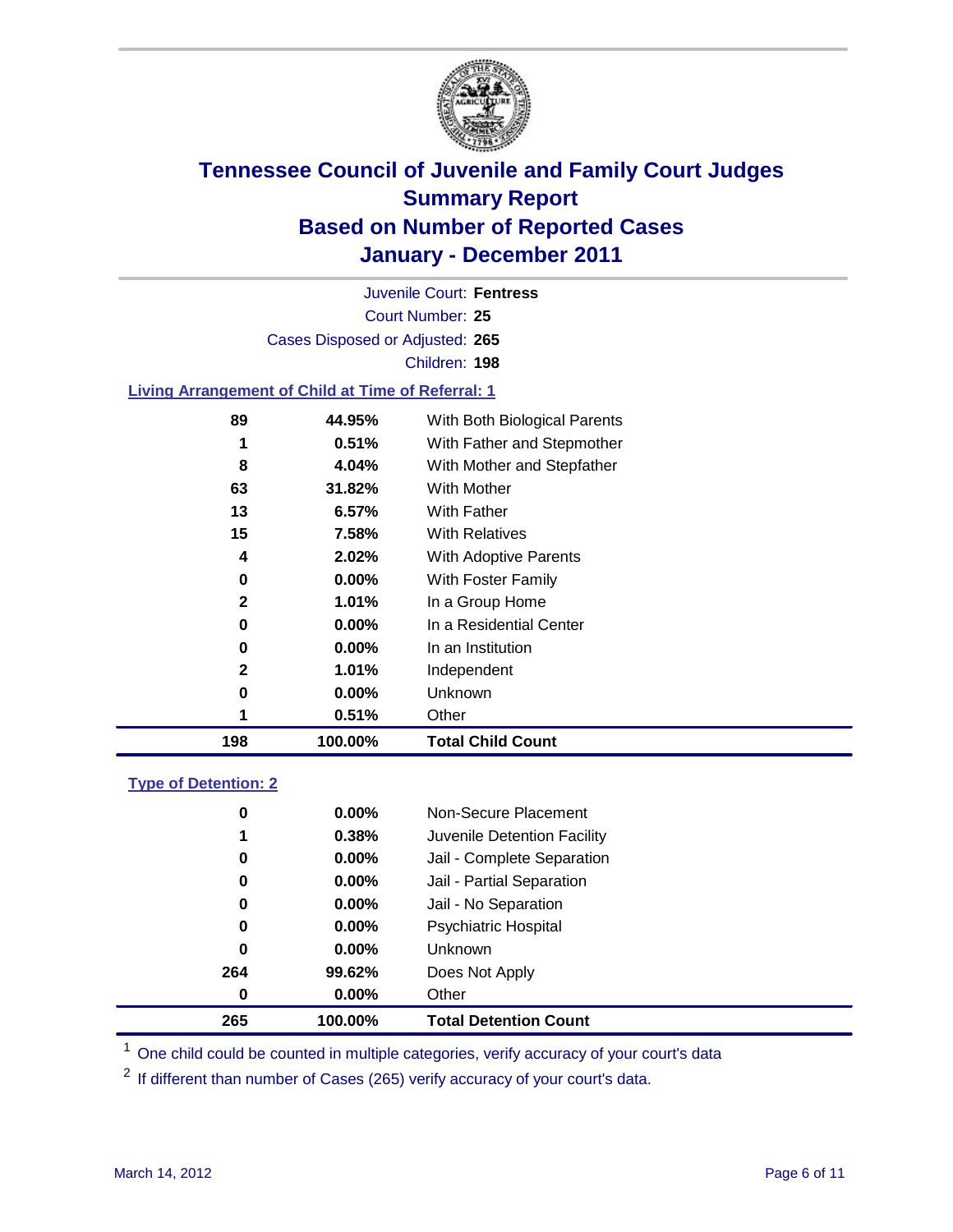# Tennessee Council of Juvenile and Family Court Judges
## Summary Report
## Based on Number of Reported Cases
## January - December 2011

Juvenile Court: **Fentress**
Court Number: **25**
Cases Disposed or Adjusted: **265**
Children: **198**

### Living Arrangement of Child at Time of Referral: 1

| Count | Percent | Category |
|---|---|---|
| 89 | 44.95% | With Both Biological Parents |
| 1 | 0.51% | With Father and Stepmother |
| 8 | 4.04% | With Mother and Stepfather |
| 63 | 31.82% | With Mother |
| 13 | 6.57% | With Father |
| 15 | 7.58% | With Relatives |
| 4 | 2.02% | With Adoptive Parents |
| 0 | 0.00% | With Foster Family |
| 2 | 1.01% | In a Group Home |
| 0 | 0.00% | In a Residential Center |
| 0 | 0.00% | In an Institution |
| 2 | 1.01% | Independent |
| 0 | 0.00% | Unknown |
| 1 | 0.51% | Other |
| **198** | **100.00%** | **Total Child Count** |

### Type of Detention: 2

| Count | Percent | Category |
|---|---|---|
| 0 | 0.00% | Non-Secure Placement |
| 1 | 0.38% | Juvenile Detention Facility |
| 0 | 0.00% | Jail - Complete Separation |
| 0 | 0.00% | Jail - Partial Separation |
| 0 | 0.00% | Jail - No Separation |
| 0 | 0.00% | Psychiatric Hospital |
| 0 | 0.00% | Unknown |
| 264 | 99.62% | Does Not Apply |
| 0 | 0.00% | Other |
| **265** | **100.00%** | **Total Detention Count** |

[1] One child could be counted in multiple categories, verify accuracy of your court's data

[2] If different than number of Cases (265) verify accuracy of your court's data.

March 14, 2012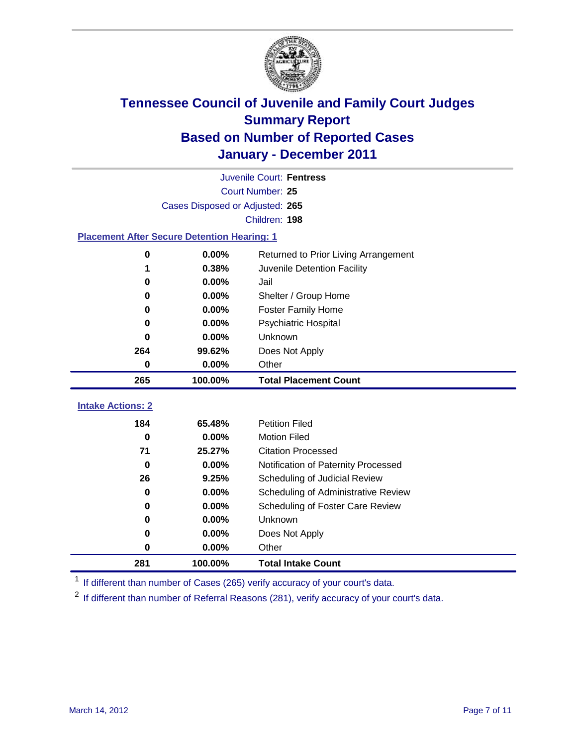# Tennessee Council of Juvenile and Family Court Judges
## Summary Report
## Based on Number of Reported Cases
## January - December 2011

Juvenile Court: **Fentress**
Court Number: **25**
Cases Disposed or Adjusted: **265**
Children: **198**

### Placement After Secure Detention Hearing: 1

| Count | Percent | Placement |
|---|---|---|
| 0 | 0.00% | Returned to Prior Living Arrangement |
| 1 | 0.38% | Juvenile Detention Facility |
| 0 | 0.00% | Jail |
| 0 | 0.00% | Shelter / Group Home |
| 0 | 0.00% | Foster Family Home |
| 0 | 0.00% | Psychiatric Hospital |
| 0 | 0.00% | Unknown |
| 264 | 99.62% | Does Not Apply |
| 0 | 0.00% | Other |
| **265** | **100.00%** | **Total Placement Count** |

### Intake Actions: 2

| Count | Percent | Intake Action |
|---|---|---|
| 184 | 65.48% | Petition Filed |
| 0 | 0.00% | Motion Filed |
| 71 | 25.27% | Citation Processed |
| 0 | 0.00% | Notification of Paternity Processed |
| 26 | 9.25% | Scheduling of Judicial Review |
| 0 | 0.00% | Scheduling of Administrative Review |
| 0 | 0.00% | Scheduling of Foster Care Review |
| 0 | 0.00% | Unknown |
| 0 | 0.00% | Does Not Apply |
| 0 | 0.00% | Other |
| **281** | **100.00%** | **Total Intake Count** |

[1] If different than number of Cases (265) verify accuracy of your court's data.

[2] If different than number of Referral Reasons (281), verify accuracy of your court's data.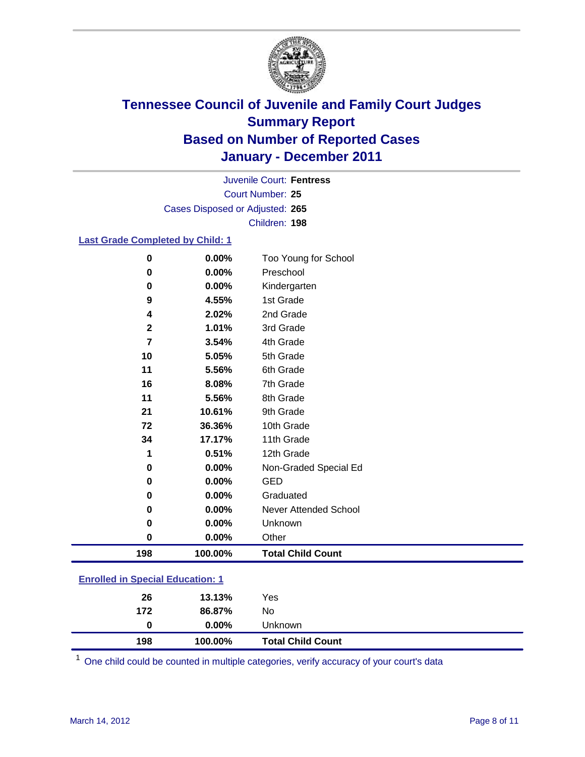# Tennessee Council of Juvenile and Family Court Judges
## Summary Report
## Based on Number of Reported Cases
## January - December 2011

Juvenile Court: **Fentress**
Court Number: **25**
Cases Disposed or Adjusted: **265**
Children: **198**

### Last Grade Completed by Child: 1

| Count | Percent | Category |
|---|---|---|
| 0 | 0.00% | Too Young for School |
| 0 | 0.00% | Preschool |
| 0 | 0.00% | Kindergarten |
| 9 | 4.55% | 1st Grade |
| 4 | 2.02% | 2nd Grade |
| 2 | 1.01% | 3rd Grade |
| 7 | 3.54% | 4th Grade |
| 10 | 5.05% | 5th Grade |
| 11 | 5.56% | 6th Grade |
| 16 | 8.08% | 7th Grade |
| 11 | 5.56% | 8th Grade |
| 21 | 10.61% | 9th Grade |
| 72 | 36.36% | 10th Grade |
| 34 | 17.17% | 11th Grade |
| 1 | 0.51% | 12th Grade |
| 0 | 0.00% | Non-Graded Special Ed |
| 0 | 0.00% | GED |
| 0 | 0.00% | Graduated |
| 0 | 0.00% | Never Attended School |
| 0 | 0.00% | Unknown |
| 0 | 0.00% | Other |
| **198** | **100.00%** | **Total Child Count** |

### Enrolled in Special Education: 1

| Count | Percent | Category |
|---|---|---|
| 26 | 13.13% | Yes |
| 172 | 86.87% | No |
| 0 | 0.00% | Unknown |
| **198** | **100.00%** | **Total Child Count** |

[1] One child could be counted in multiple categories, verify accuracy of your court's data

March 14, 2012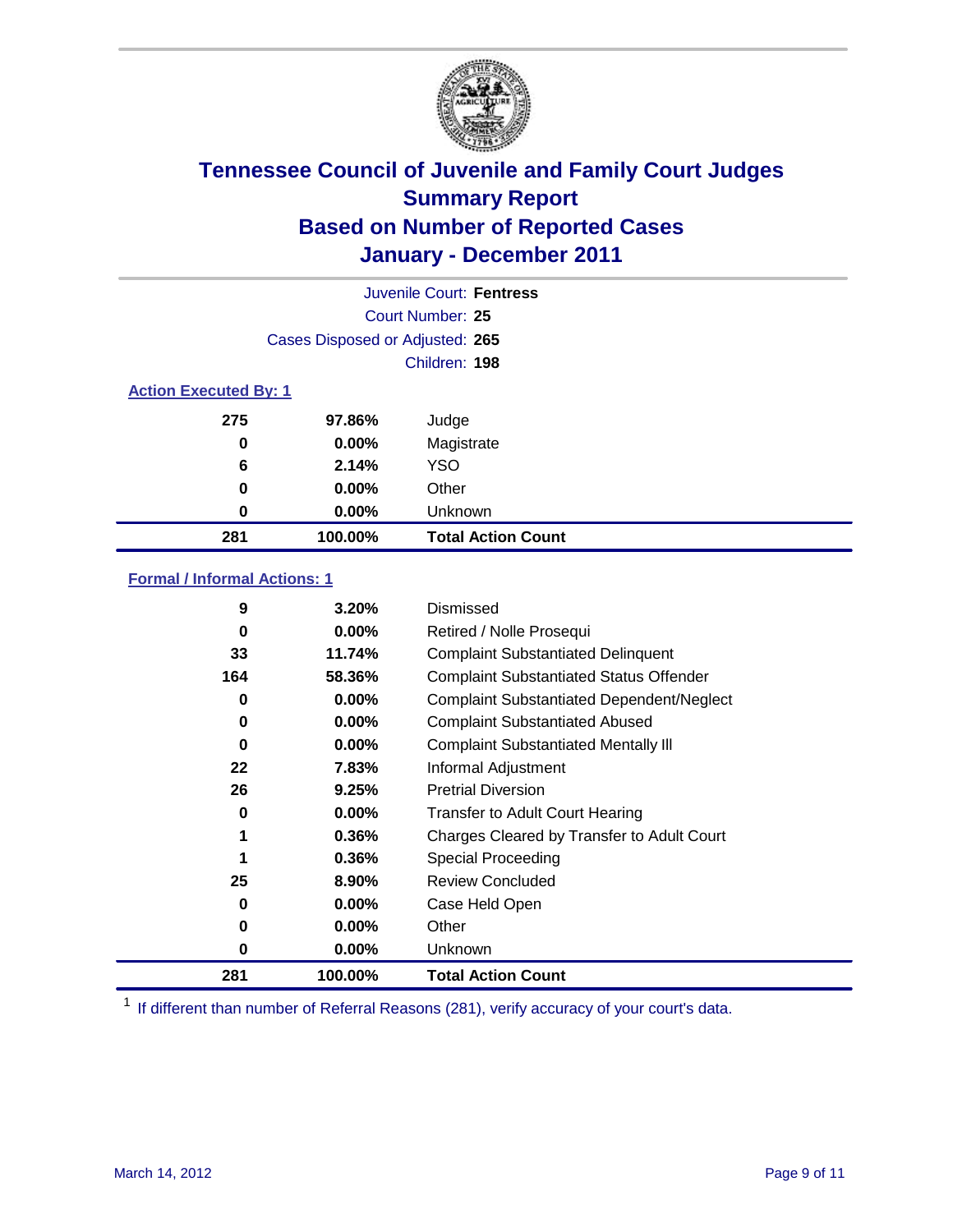# Tennessee Council of Juvenile and Family Court Judges
## Summary Report
## Based on Number of Reported Cases
## January - December 2011

Juvenile Court: **Fentress**
Court Number: **25**
Cases Disposed or Adjusted: **265**
Children: **198**

### Action Executed By: 1

| | | |
|---|---|---|
| 275 | 97.86% | Judge |
| 0 | 0.00% | Magistrate |
| 6 | 2.14% | YSO |
| 0 | 0.00% | Other |
| 0 | 0.00% | Unknown |
| **281** | **100.00%** | **Total Action Count** |

### Formal / Informal Actions: 1

| | | |
|---|---|---|
| 9 | 3.20% | Dismissed |
| 0 | 0.00% | Retired / Nolle Prosequi |
| 33 | 11.74% | Complaint Substantiated Delinquent |
| 164 | 58.36% | Complaint Substantiated Status Offender |
| 0 | 0.00% | Complaint Substantiated Dependent/Neglect |
| 0 | 0.00% | Complaint Substantiated Abused |
| 0 | 0.00% | Complaint Substantiated Mentally Ill |
| 22 | 7.83% | Informal Adjustment |
| 26 | 9.25% | Pretrial Diversion |
| 0 | 0.00% | Transfer to Adult Court Hearing |
| 1 | 0.36% | Charges Cleared by Transfer to Adult Court |
| 1 | 0.36% | Special Proceeding |
| 25 | 8.90% | Review Concluded |
| 0 | 0.00% | Case Held Open |
| 0 | 0.00% | Other |
| 0 | 0.00% | Unknown |
| **281** | **100.00%** | **Total Action Count** |

[1] If different than number of Referral Reasons (281), verify accuracy of your court's data.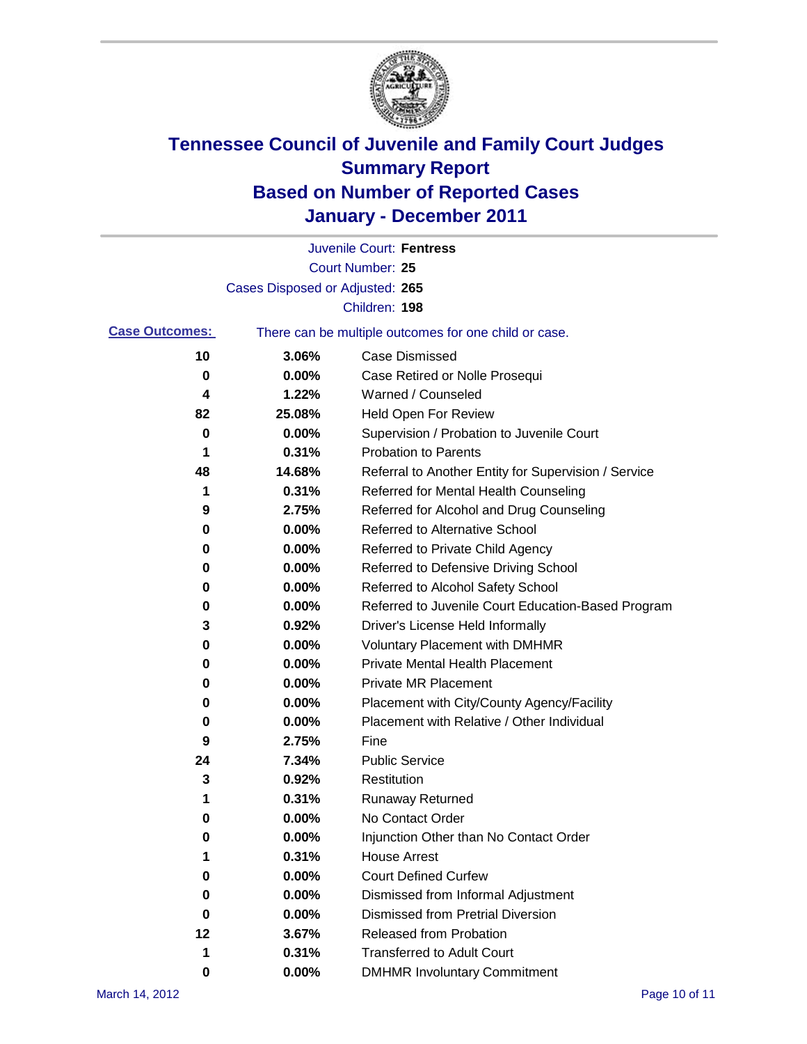# Tennessee Council of Juvenile and Family Court Judges
## Summary Report
## Based on Number of Reported Cases
## January - December 2011

Juvenile Court: **Fentress**
Court Number: **25**
Cases Disposed or Adjusted: **265**
Children: **198**

**Case Outcomes:** There can be multiple outcomes for one child or case.

| Count | Percent | Outcome |
|---|---|---|
| 10 | 3.06% | Case Dismissed |
| 0 | 0.00% | Case Retired or Nolle Prosequi |
| 4 | 1.22% | Warned / Counseled |
| 82 | 25.08% | Held Open For Review |
| 0 | 0.00% | Supervision / Probation to Juvenile Court |
| 1 | 0.31% | Probation to Parents |
| 48 | 14.68% | Referral to Another Entity for Supervision / Service |
| 1 | 0.31% | Referred for Mental Health Counseling |
| 9 | 2.75% | Referred for Alcohol and Drug Counseling |
| 0 | 0.00% | Referred to Alternative School |
| 0 | 0.00% | Referred to Private Child Agency |
| 0 | 0.00% | Referred to Defensive Driving School |
| 0 | 0.00% | Referred to Alcohol Safety School |
| 0 | 0.00% | Referred to Juvenile Court Education-Based Program |
| 3 | 0.92% | Driver's License Held Informally |
| 0 | 0.00% | Voluntary Placement with DMHMR |
| 0 | 0.00% | Private Mental Health Placement |
| 0 | 0.00% | Private MR Placement |
| 0 | 0.00% | Placement with City/County Agency/Facility |
| 0 | 0.00% | Placement with Relative / Other Individual |
| 9 | 2.75% | Fine |
| 24 | 7.34% | Public Service |
| 3 | 0.92% | Restitution |
| 1 | 0.31% | Runaway Returned |
| 0 | 0.00% | No Contact Order |
| 0 | 0.00% | Injunction Other than No Contact Order |
| 1 | 0.31% | House Arrest |
| 0 | 0.00% | Court Defined Curfew |
| 0 | 0.00% | Dismissed from Informal Adjustment |
| 0 | 0.00% | Dismissed from Pretrial Diversion |
| 12 | 3.67% | Released from Probation |
| 1 | 0.31% | Transferred to Adult Court |
| 0 | 0.00% | DMHMR Involuntary Commitment |

March 14, 2012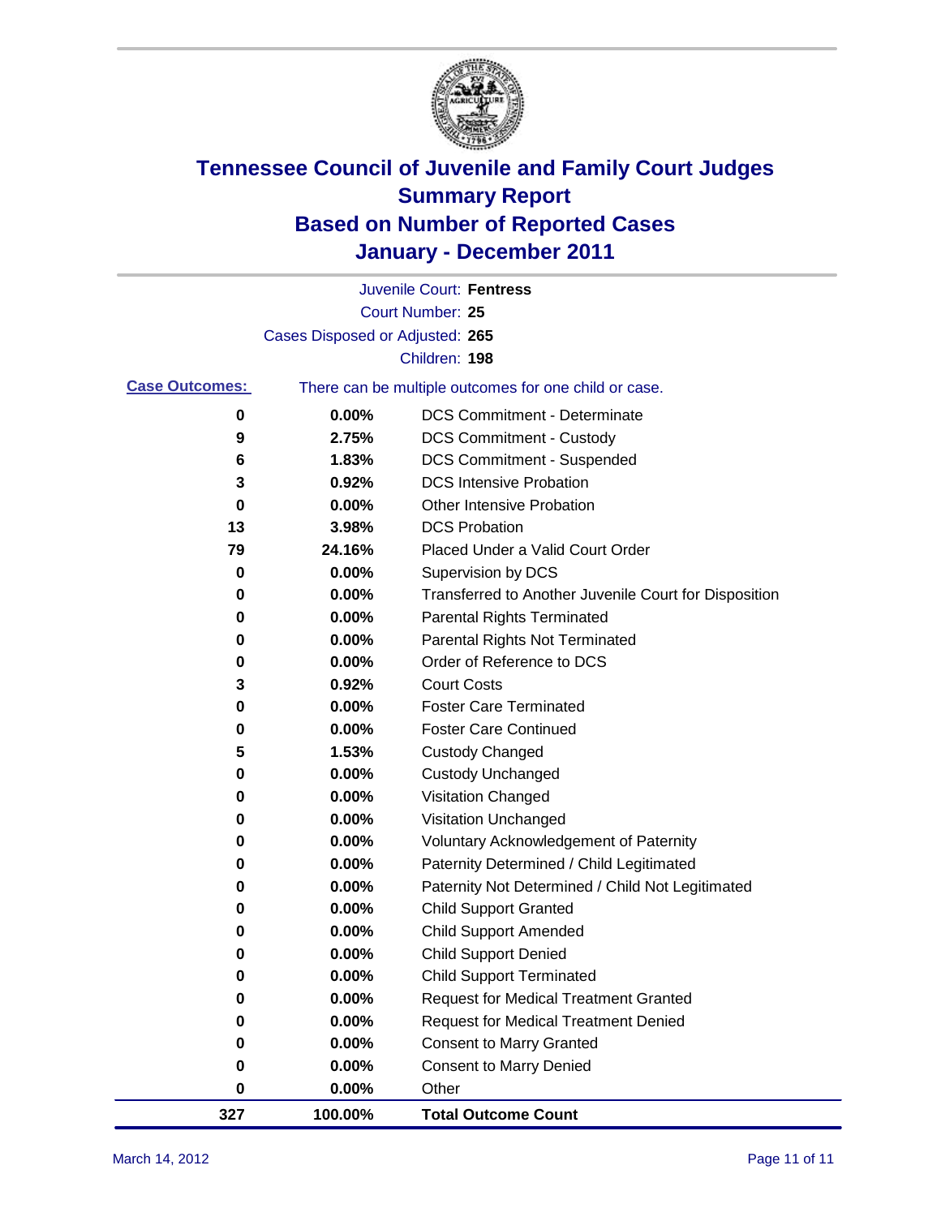# Tennessee Council of Juvenile and Family Court Judges
## Summary Report
## Based on Number of Reported Cases
## January - December 2011

Juvenile Court: **Fentress**
Court Number: **25**
Cases Disposed or Adjusted: **265**
Children: **198**

**Case Outcomes:** There can be multiple outcomes for one child or case.

| | | |
|---|---|---|
| 0 | 0.00% | DCS Commitment - Determinate |
| 9 | 2.75% | DCS Commitment - Custody |
| 6 | 1.83% | DCS Commitment - Suspended |
| 3 | 0.92% | DCS Intensive Probation |
| 0 | 0.00% | Other Intensive Probation |
| 13 | 3.98% | DCS Probation |
| 79 | 24.16% | Placed Under a Valid Court Order |
| 0 | 0.00% | Supervision by DCS |
| 0 | 0.00% | Transferred to Another Juvenile Court for Disposition |
| 0 | 0.00% | Parental Rights Terminated |
| 0 | 0.00% | Parental Rights Not Terminated |
| 0 | 0.00% | Order of Reference to DCS |
| 3 | 0.92% | Court Costs |
| 0 | 0.00% | Foster Care Terminated |
| 0 | 0.00% | Foster Care Continued |
| 5 | 1.53% | Custody Changed |
| 0 | 0.00% | Custody Unchanged |
| 0 | 0.00% | Visitation Changed |
| 0 | 0.00% | Visitation Unchanged |
| 0 | 0.00% | Voluntary Acknowledgement of Paternity |
| 0 | 0.00% | Paternity Determined / Child Legitimated |
| 0 | 0.00% | Paternity Not Determined / Child Not Legitimated |
| 0 | 0.00% | Child Support Granted |
| 0 | 0.00% | Child Support Amended |
| 0 | 0.00% | Child Support Denied |
| 0 | 0.00% | Child Support Terminated |
| 0 | 0.00% | Request for Medical Treatment Granted |
| 0 | 0.00% | Request for Medical Treatment Denied |
| 0 | 0.00% | Consent to Marry Granted |
| 0 | 0.00% | Consent to Marry Denied |
| 0 | 0.00% | Other |
| **327** | **100.00%** | **Total Outcome Count** |

March 14, 2012